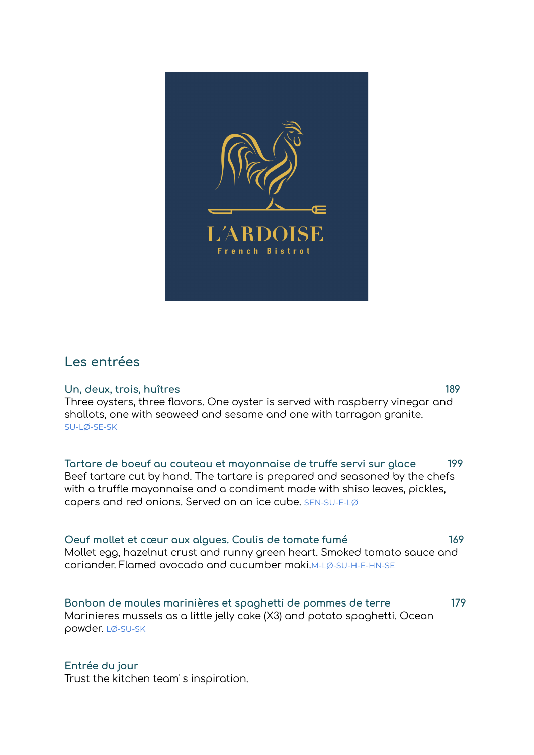L'ARDOISE

French Bistrot

## Les entrées

**Un, deux, trois, huîtres** 189

Three oysters, three flavors. One oyster is served with raspberry vinegar and shallots, one with seaweed and sesame and one with tarragon granite.
SU-LØ-SE-SK

**Tartare de boeuf au couteau et mayonnaise de truffe servi sur glace** 199

Beef tartare cut by hand. The tartare is prepared and seasoned by the chefs with a truffle mayonnaise and a condiment made with shiso leaves, pickles, capers and red onions. Served on an ice cube. SEN-SU-E-LØ

**Oeuf mollet et cœur aux algues. Coulis de tomate fumé** 169

Mollet egg, hazelnut crust and runny green heart. Smoked tomato sauce and coriander. Flamed avocado and cucumber maki.M-LØ-SU-H-E-HN-SE

**Bonbon de moules marinières et spaghetti de pommes de terre** 179

Marinieres mussels as a little jelly cake (X3) and potato spaghetti. Ocean powder. LØ-SU-SK

**Entrée du jour**

Trust the kitchen team' s inspiration.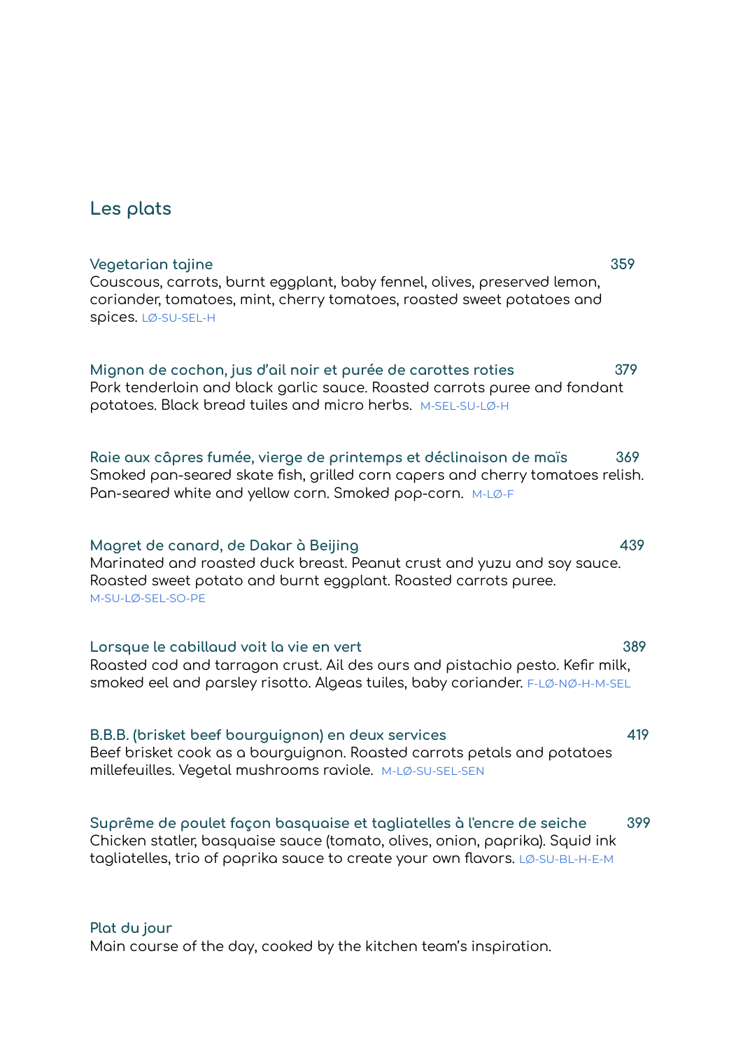## Les plats

**Vegetarian tajine** 359
Couscous, carrots, burnt eggplant, baby fennel, olives, preserved lemon, coriander, tomatoes, mint, cherry tomatoes, roasted sweet potatoes and spices. LØ-SU-SEL-H

**Mignon de cochon, jus d'ail noir et purée de carottes roties** 379
Pork tenderloin and black garlic sauce. Roasted carrots puree and fondant potatoes. Black bread tuiles and micro herbs. M-SEL-SU-LØ-H

**Raie aux câpres fumée, vierge de printemps et déclinaison de maïs** 369
Smoked pan-seared skate fish, grilled corn capers and cherry tomatoes relish. Pan-seared white and yellow corn. Smoked pop-corn. M-LØ-F

**Magret de canard, de Dakar à Beijing** 439
Marinated and roasted duck breast. Peanut crust and yuzu and soy sauce. Roasted sweet potato and burnt eggplant. Roasted carrots puree. M-SU-LØ-SEL-SO-PE

**Lorsque le cabillaud voit la vie en vert** 389
Roasted cod and tarragon crust. Ail des ours and pistachio pesto. Kefir milk, smoked eel and parsley risotto. Algeas tuiles, baby coriander. F-LØ-NØ-H-M-SEL

**B.B.B. (brisket beef bourguignon) en deux services** 419
Beef brisket cook as a bourguignon. Roasted carrots petals and potatoes millefeuilles. Vegetal mushrooms raviole. M-LØ-SU-SEL-SEN

**Suprême de poulet façon basquaise et tagliatelles à l'encre de seiche** 399
Chicken statler, basquaise sauce (tomato, olives, onion, paprika). Squid ink tagliatelles, trio of paprika sauce to create your own flavors. LØ-SU-BL-H-E-M

**Plat du jour**
Main course of the day, cooked by the kitchen team's inspiration.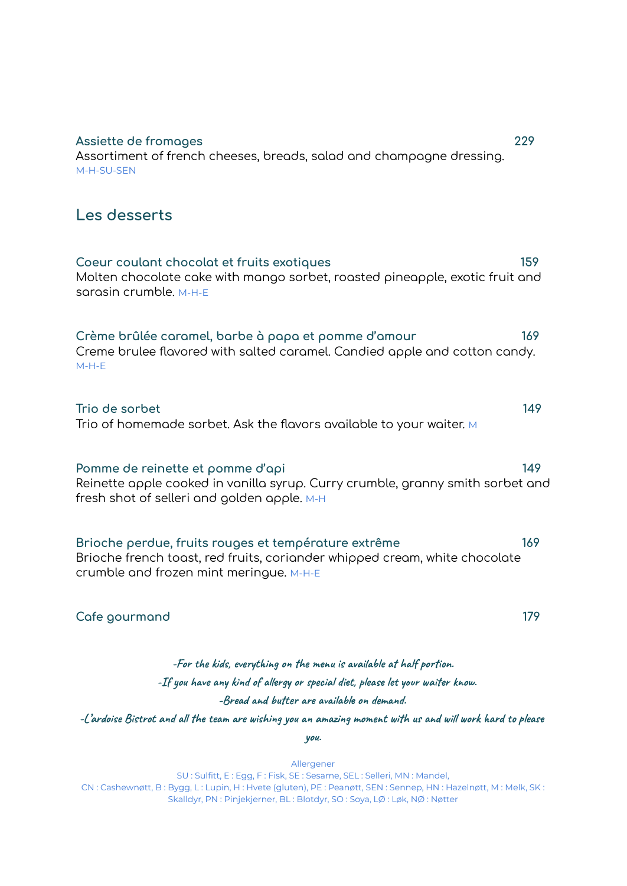**Assiette de fromages** 229
Assortiment of french cheeses, breads, salad and champagne dressing.
M-H-SU-SEN

## Les desserts

**Coeur coulant chocolat et fruits exotiques** 159
Molten chocolate cake with mango sorbet, roasted pineapple, exotic fruit and sarasin crumble. M-H-E

**Crème brûlée caramel, barbe à papa et pomme d'amour** 169
Creme brulee flavored with salted caramel. Candied apple and cotton candy.
M-H-E

**Trio de sorbet** 149
Trio of homemade sorbet. Ask the flavors available to your waiter. M

**Pomme de reinette et pomme d'api** 149
Reinette apple cooked in vanilla syrup. Curry crumble, granny smith sorbet and fresh shot of selleri and golden apple. M-H

**Brioche perdue, fruits rouges et température extrême** 169
Brioche french toast, red fruits, coriander whipped cream, white chocolate crumble and frozen mint meringue. M-H-E

**Cafe gourmand** 179

*-For the kids, everything on the menu is available at half portion.*
*-If you have any kind of allergy or special diet, please let your waiter know.*
*-Bread and butter are available on demand.*
*-L'ardoise Bistrot and all the team are wishing you an amazing moment with us and will work hard to please you.*

Allergener
SU : Sulfitt, E : Egg, F : Fisk, SE : Sesame, SEL : Selleri, MN : Mandel,
CN : Cashewnøtt, B : Bygg, L : Lupin, H : Hvete (gluten), PE : Peanøtt, SEN : Sennep, HN : Hazelnøtt, M : Melk, SK : Skalldyr, PN : Pinjekjerner, BL : Blotdyr, SO : Soya, LØ : Løk, NØ : Nøtter